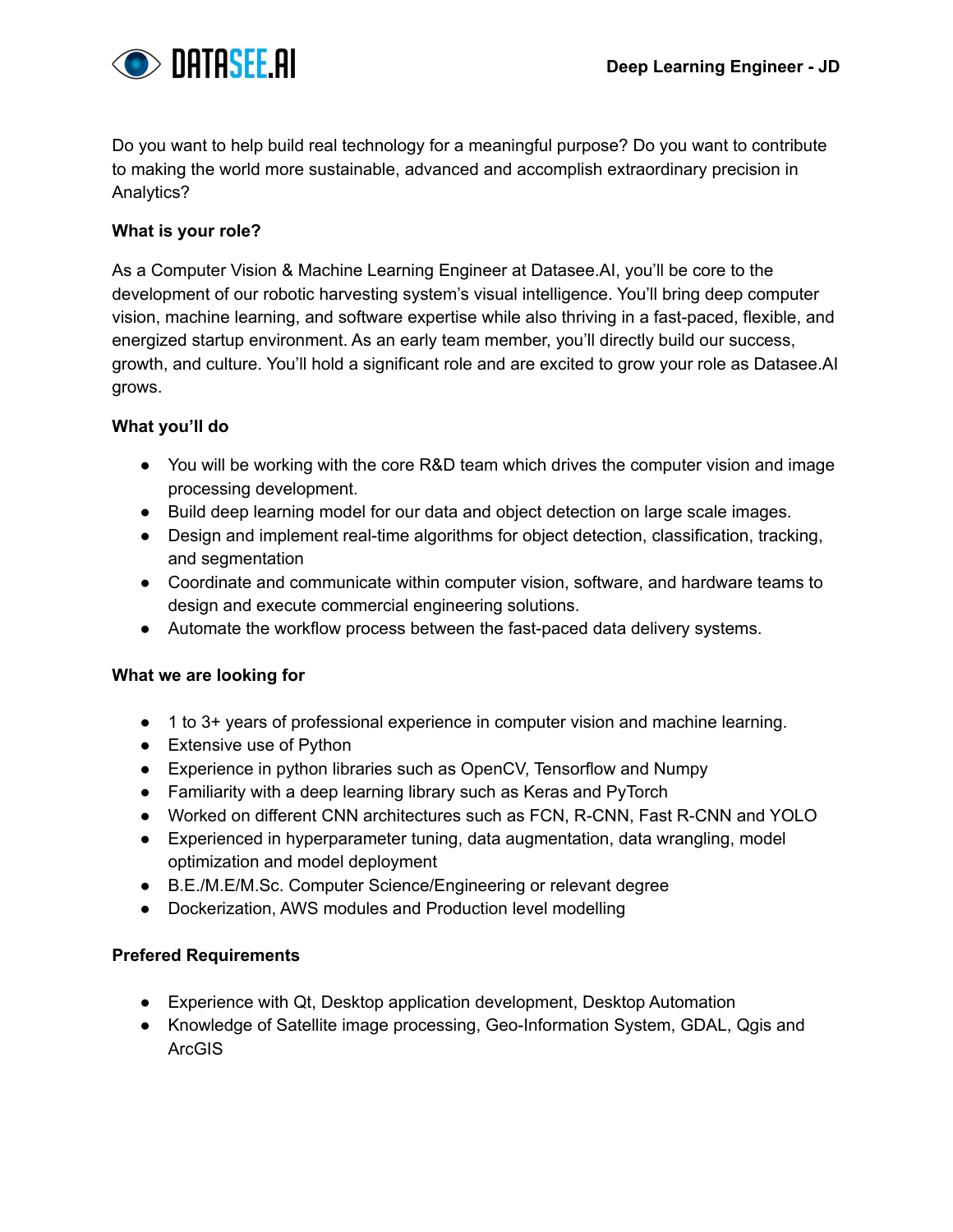DATASEE.AI

# Deep Learning Engineer - JD

Do you want to help build real technology for a meaningful purpose? Do you want to contribute to making the world more sustainable, advanced and accomplish extraordinary precision in Analytics?

**What is your role?**

As a Computer Vision & Machine Learning Engineer at Datasee.AI, you'll be core to the development of our robotic harvesting system's visual intelligence. You'll bring deep computer vision, machine learning, and software expertise while also thriving in a fast-paced, flexible, and energized startup environment. As an early team member, you'll directly build our success, growth, and culture. You'll hold a significant role and are excited to grow your role as Datasee.AI grows.

**What you'll do**

- You will be working with the core R&D team which drives the computer vision and image processing development.
- Build deep learning model for our data and object detection on large scale images.
- Design and implement real-time algorithms for object detection, classification, tracking, and segmentation
- Coordinate and communicate within computer vision, software, and hardware teams to design and execute commercial engineering solutions.
- Automate the workflow process between the fast-paced data delivery systems.

**What we are looking for**

- 1 to 3+ years of professional experience in computer vision and machine learning.
- Extensive use of Python
- Experience in python libraries such as OpenCV, Tensorflow and Numpy
- Familiarity with a deep learning library such as Keras and PyTorch
- Worked on different CNN architectures such as FCN, R-CNN, Fast R-CNN and YOLO
- Experienced in hyperparameter tuning, data augmentation, data wrangling, model optimization and model deployment
- B.E./M.E/M.Sc. Computer Science/Engineering or relevant degree
- Dockerization, AWS modules and Production level modelling

**Prefered Requirements**

- Experience with Qt, Desktop application development, Desktop Automation
- Knowledge of Satellite image processing, Geo-Information System, GDAL, Qgis and ArcGIS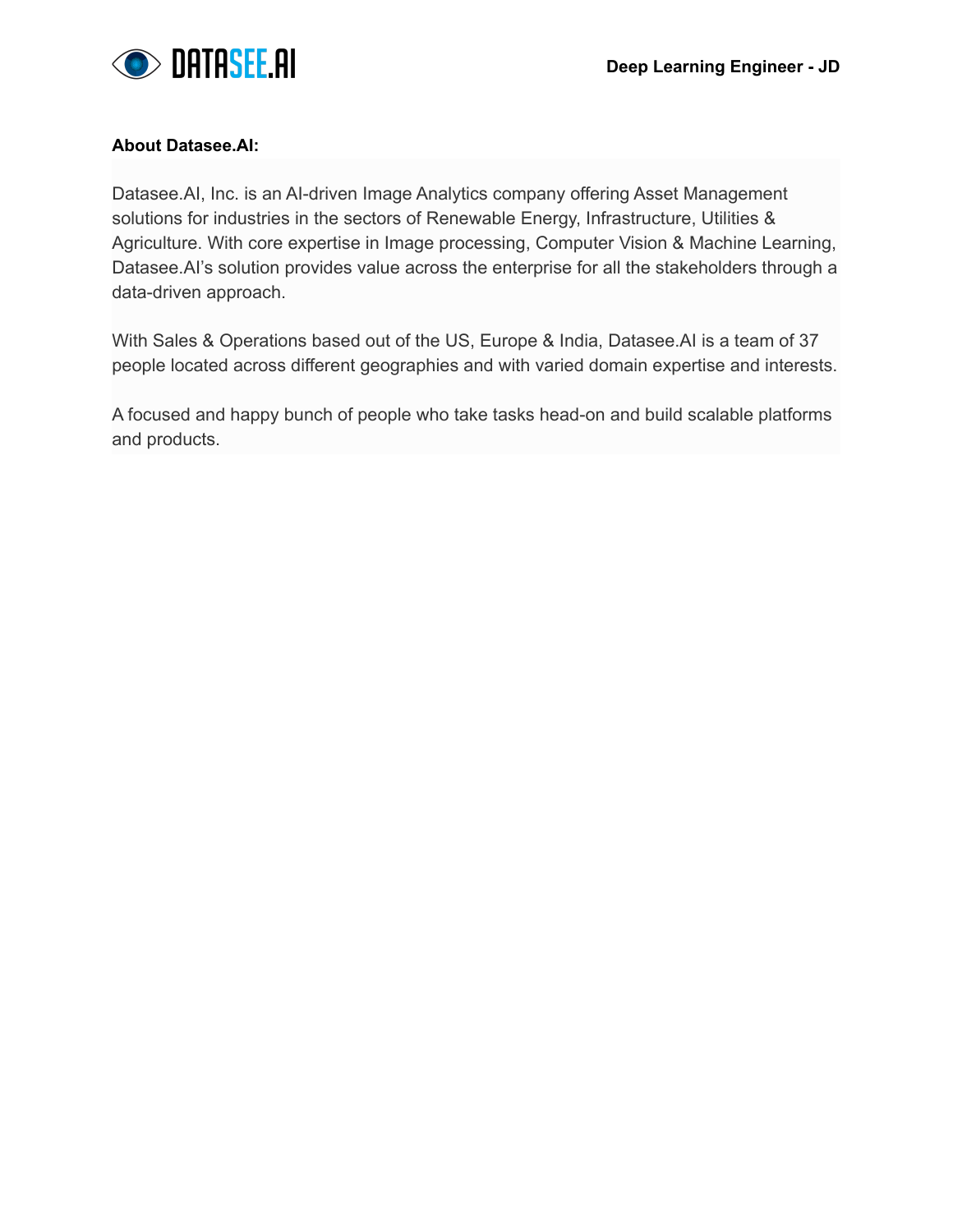**About Datasee.AI:**

Datasee.AI, Inc. is an AI-driven Image Analytics company offering Asset Management solutions for industries in the sectors of Renewable Energy, Infrastructure, Utilities & Agriculture. With core expertise in Image processing, Computer Vision & Machine Learning, Datasee.AI's solution provides value across the enterprise for all the stakeholders through a data-driven approach.

With Sales & Operations based out of the US, Europe & India, Datasee.AI is a team of 37 people located across different geographies and with varied domain expertise and interests.

A focused and happy bunch of people who take tasks head-on and build scalable platforms and products.